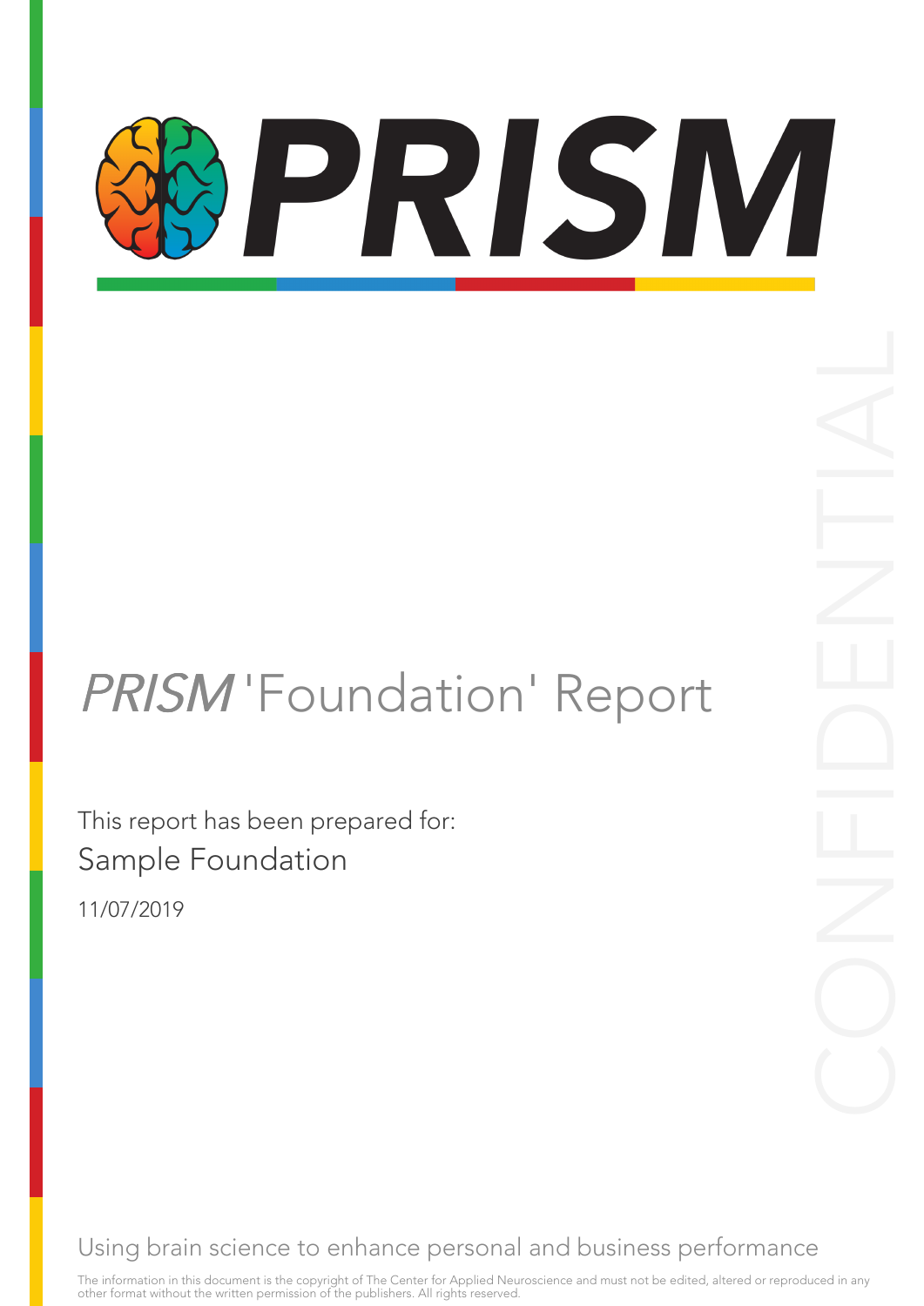# PRISM

*PRISM* 'Foundation' Report

CONFIDENTIAL

This report has been prepared for:

Sample Foundation

11/07/2019

Using brain science to enhance personal and business performance

The information in this document is the copyright of The Center for Applied Neuroscience and must not be edited, altered or reproduced in any other format without the written permission of the publishers. All rights reserved.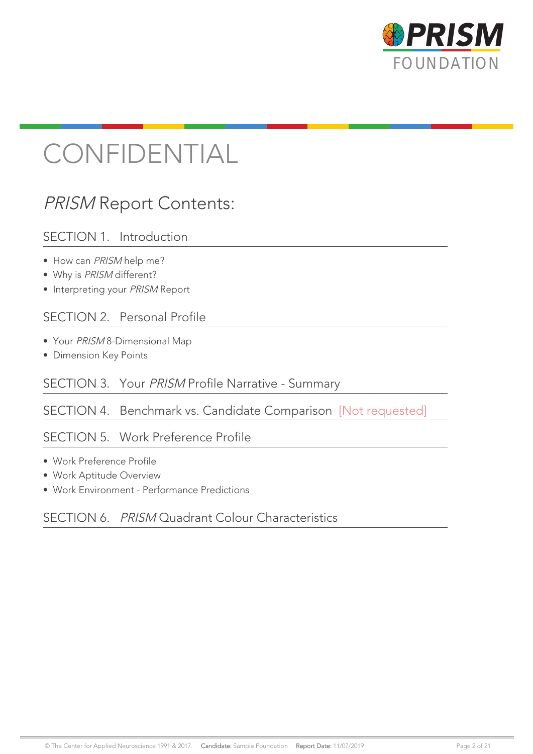# CONFIDENTIAL

## *PRISM* Report Contents:

### SECTION 1. Introduction

- How can *PRISM* help me?
- Why is *PRISM* different?
- Interpreting your *PRISM* Report

### SECTION 2. Personal Profile

- Your *PRISM* 8-Dimensional Map
- Dimension Key Points

### SECTION 3. Your *PRISM* Profile Narrative - Summary

### SECTION 4. Benchmark vs. Candidate Comparison [Not requested]

### SECTION 5. Work Preference Profile

- Work Preference Profile
- Work Aptitude Overview
- Work Environment - Performance Predictions

### SECTION 6. *PRISM* Quadrant Colour Characteristics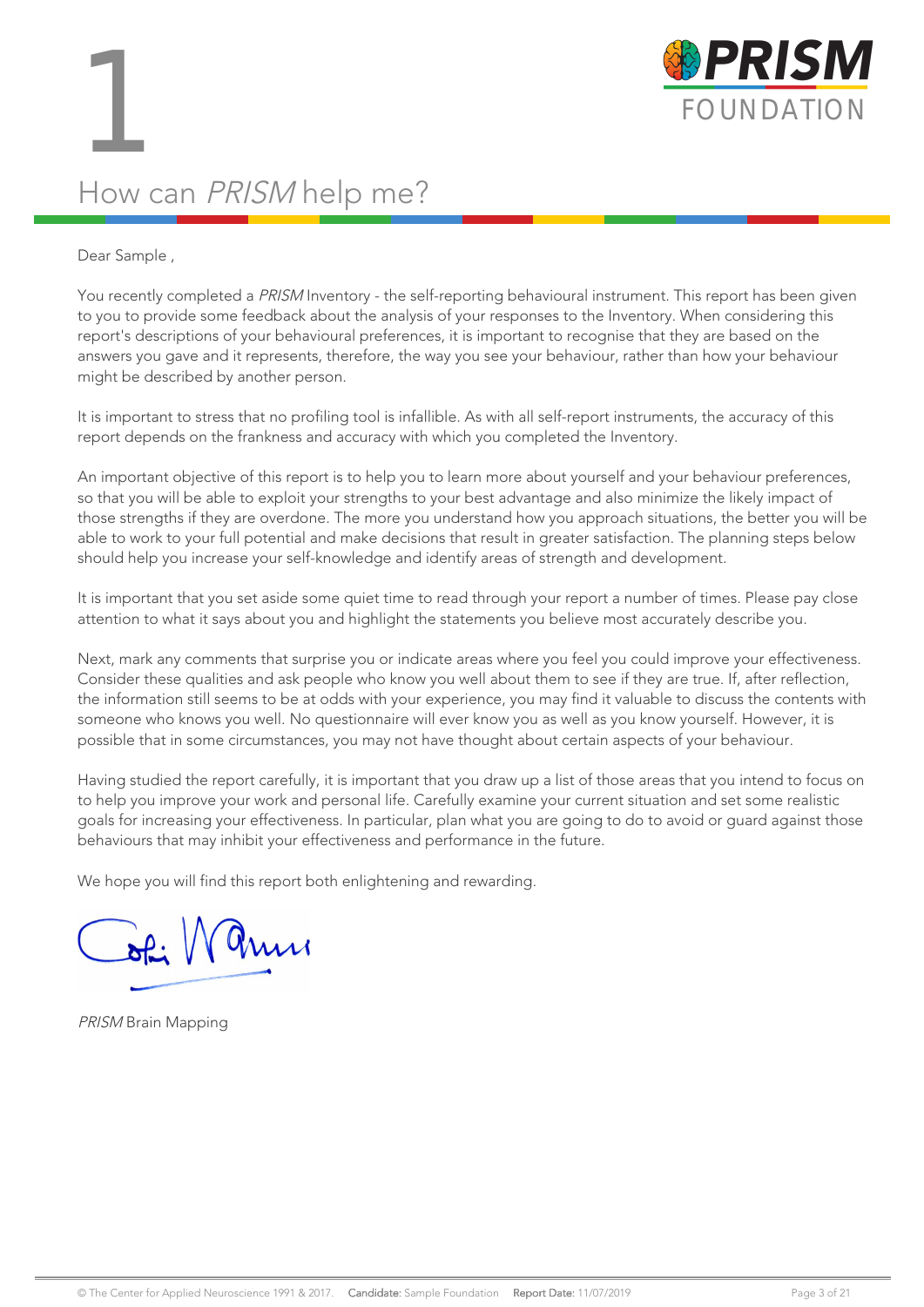# 1

## How can *PRISM* help me?

Dear Sample ,

You recently completed a *PRISM* Inventory - the self-reporting behavioural instrument. This report has been given to you to provide some feedback about the analysis of your responses to the Inventory. When considering this report's descriptions of your behavioural preferences, it is important to recognise that they are based on the answers you gave and it represents, therefore, the way you see your behaviour, rather than how your behaviour might be described by another person.

It is important to stress that no profiling tool is infallible. As with all self-report instruments, the accuracy of this report depends on the frankness and accuracy with which you completed the Inventory.

An important objective of this report is to help you to learn more about yourself and your behaviour preferences, so that you will be able to exploit your strengths to your best advantage and also minimize the likely impact of those strengths if they are overdone. The more you understand how you approach situations, the better you will be able to work to your full potential and make decisions that result in greater satisfaction. The planning steps below should help you increase your self-knowledge and identify areas of strength and development.

It is important that you set aside some quiet time to read through your report a number of times. Please pay close attention to what it says about you and highlight the statements you believe most accurately describe you.

Next, mark any comments that surprise you or indicate areas where you feel you could improve your effectiveness. Consider these qualities and ask people who know you well about them to see if they are true. If, after reflection, the information still seems to be at odds with your experience, you may find it valuable to discuss the contents with someone who knows you well. No questionnaire will ever know you as well as you know yourself. However, it is possible that in some circumstances, you may not have thought about certain aspects of your behaviour.

Having studied the report carefully, it is important that you draw up a list of those areas that you intend to focus on to help you improve your work and personal life. Carefully examine your current situation and set some realistic goals for increasing your effectiveness. In particular, plan what you are going to do to avoid or guard against those behaviours that may inhibit your effectiveness and performance in the future.

We hope you will find this report both enlightening and rewarding.

*PRISM* Brain Mapping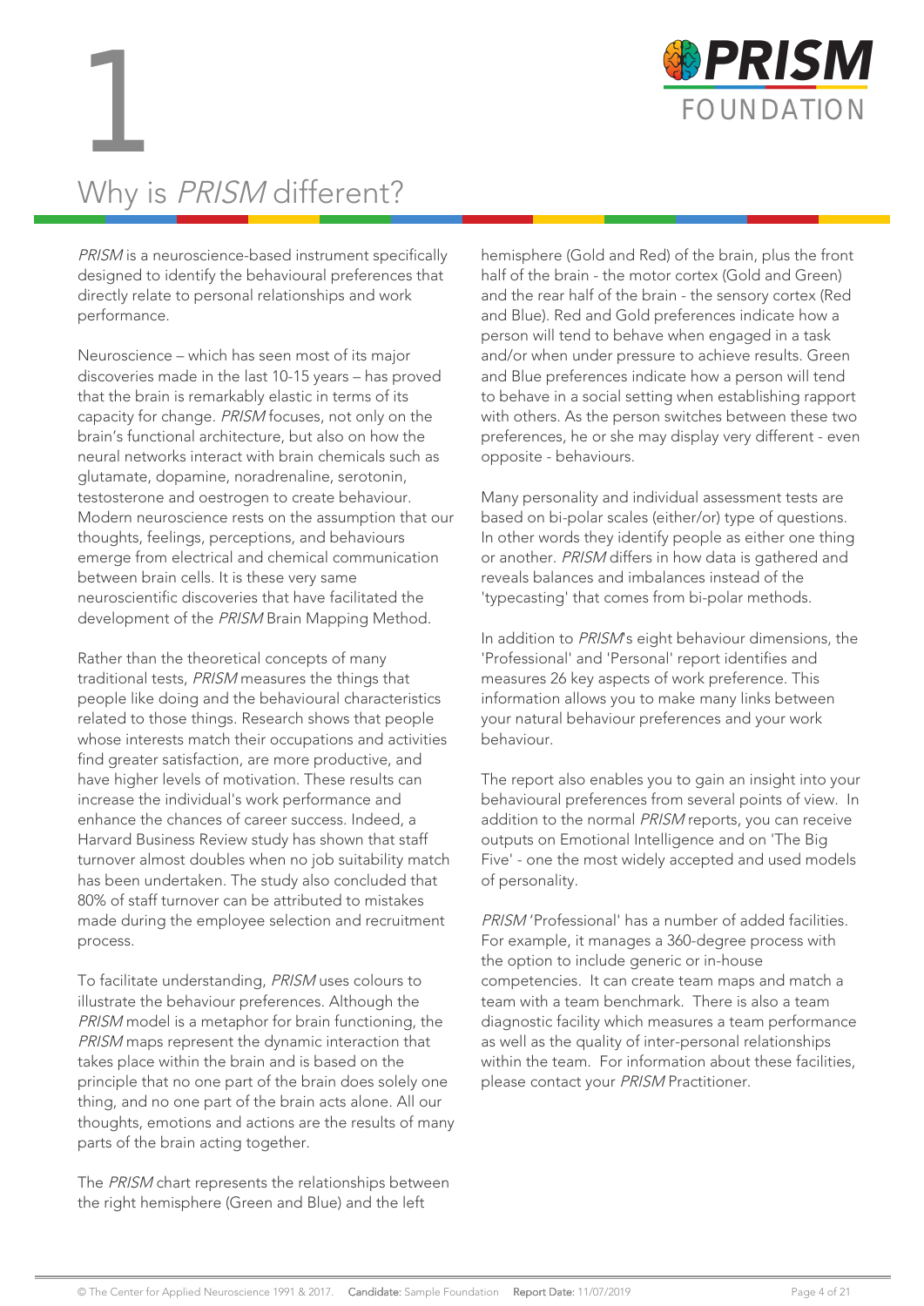# 1

## Why is *PRISM* different?

*PRISM* is a neuroscience-based instrument specifically designed to identify the behavioural preferences that directly relate to personal relationships and work performance.

Neuroscience – which has seen most of its major discoveries made in the last 10-15 years – has proved that the brain is remarkably elastic in terms of its capacity for change. *PRISM* focuses, not only on the brain's functional architecture, but also on how the neural networks interact with brain chemicals such as glutamate, dopamine, noradrenaline, serotonin, testosterone and oestrogen to create behaviour. Modern neuroscience rests on the assumption that our thoughts, feelings, perceptions, and behaviours emerge from electrical and chemical communication between brain cells. It is these very same neuroscientific discoveries that have facilitated the development of the *PRISM* Brain Mapping Method.

Rather than the theoretical concepts of many traditional tests, *PRISM* measures the things that people like doing and the behavioural characteristics related to those things. Research shows that people whose interests match their occupations and activities find greater satisfaction, are more productive, and have higher levels of motivation. These results can increase the individual's work performance and enhance the chances of career success. Indeed, a Harvard Business Review study has shown that staff turnover almost doubles when no job suitability match has been undertaken. The study also concluded that 80% of staff turnover can be attributed to mistakes made during the employee selection and recruitment process.

To facilitate understanding, *PRISM* uses colours to illustrate the behaviour preferences. Although the *PRISM* model is a metaphor for brain functioning, the *PRISM* maps represent the dynamic interaction that takes place within the brain and is based on the principle that no one part of the brain does solely one thing, and no one part of the brain acts alone. All our thoughts, emotions and actions are the results of many parts of the brain acting together.

The *PRISM* chart represents the relationships between the right hemisphere (Green and Blue) and the left hemisphere (Gold and Red) of the brain, plus the front half of the brain - the motor cortex (Gold and Green) and the rear half of the brain - the sensory cortex (Red and Blue). Red and Gold preferences indicate how a person will tend to behave when engaged in a task and/or when under pressure to achieve results. Green and Blue preferences indicate how a person will tend to behave in a social setting when establishing rapport with others. As the person switches between these two preferences, he or she may display very different - even opposite - behaviours.

Many personality and individual assessment tests are based on bi-polar scales (either/or) type of questions. In other words they identify people as either one thing or another. *PRISM* differs in how data is gathered and reveals balances and imbalances instead of the 'typecasting' that comes from bi-polar methods.

In addition to *PRISM*'s eight behaviour dimensions, the 'Professional' and 'Personal' report identifies and measures 26 key aspects of work preference. This information allows you to make many links between your natural behaviour preferences and your work behaviour.

The report also enables you to gain an insight into your behavioural preferences from several points of view. In addition to the normal *PRISM* reports, you can receive outputs on Emotional Intelligence and on 'The Big Five' - one the most widely accepted and used models of personality.

*PRISM* 'Professional' has a number of added facilities. For example, it manages a 360-degree process with the option to include generic or in-house competencies. It can create team maps and match a team with a team benchmark. There is also a team diagnostic facility which measures a team performance as well as the quality of inter-personal relationships within the team. For information about these facilities, please contact your *PRISM* Practitioner.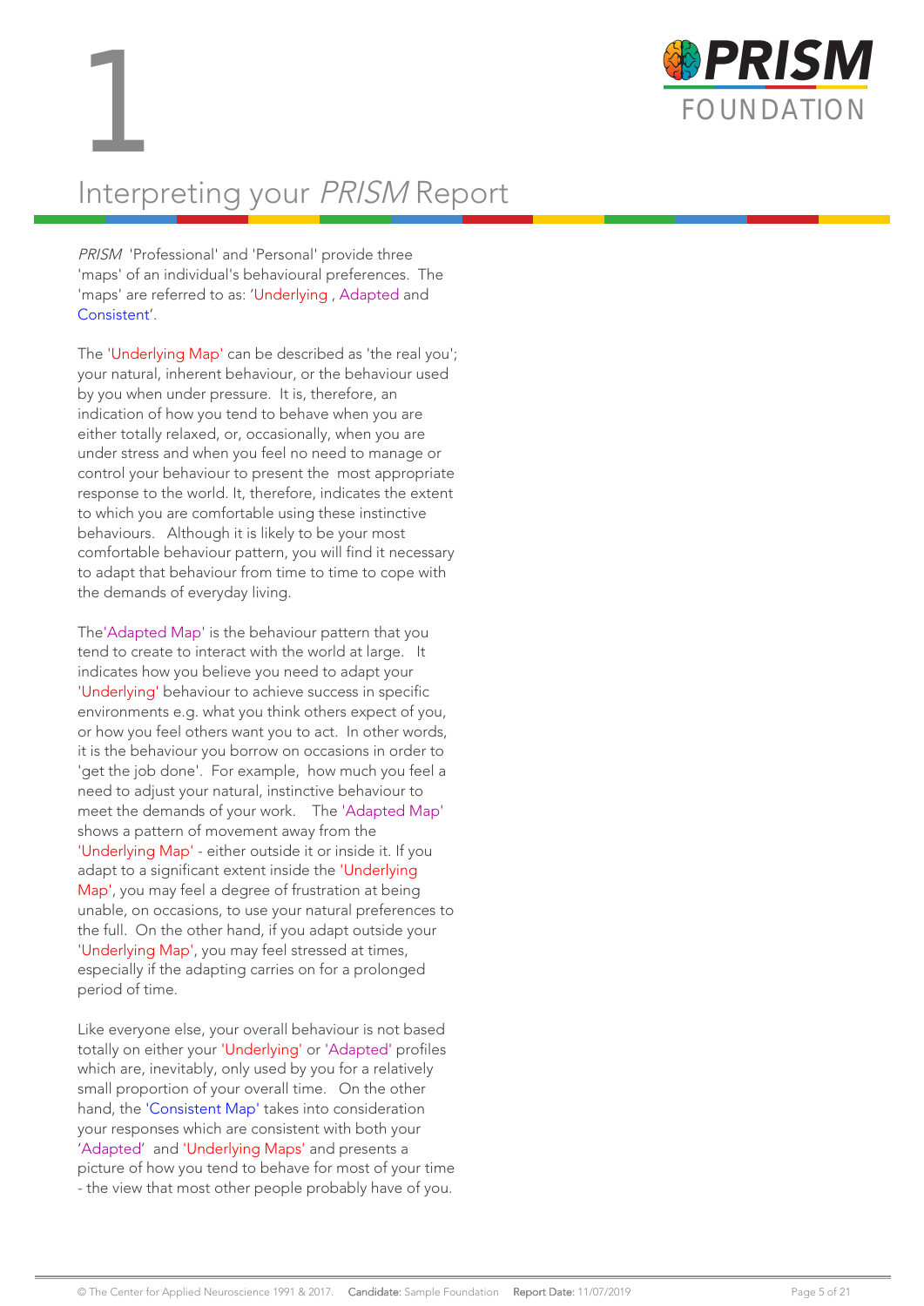# 1

# Interpreting your *PRISM* Report

*PRISM* 'Professional' and 'Personal' provide three 'maps' of an individual's behavioural preferences. The 'maps' are referred to as: 'Underlying , Adapted and Consistent'.

The 'Underlying Map' can be described as 'the real you'; your natural, inherent behaviour, or the behaviour used by you when under pressure. It is, therefore, an indication of how you tend to behave when you are either totally relaxed, or, occasionally, when you are under stress and when you feel no need to manage or control your behaviour to present the most appropriate response to the world. It, therefore, indicates the extent to which you are comfortable using these instinctive behaviours. Although it is likely to be your most comfortable behaviour pattern, you will find it necessary to adapt that behaviour from time to time to cope with the demands of everyday living.

The'Adapted Map' is the behaviour pattern that you tend to create to interact with the world at large. It indicates how you believe you need to adapt your 'Underlying' behaviour to achieve success in specific environments e.g. what you think others expect of you, or how you feel others want you to act. In other words, it is the behaviour you borrow on occasions in order to 'get the job done'. For example, how much you feel a need to adjust your natural, instinctive behaviour to meet the demands of your work. The 'Adapted Map' shows a pattern of movement away from the 'Underlying Map' - either outside it or inside it. If you adapt to a significant extent inside the 'Underlying Map', you may feel a degree of frustration at being unable, on occasions, to use your natural preferences to the full. On the other hand, if you adapt outside your 'Underlying Map', you may feel stressed at times, especially if the adapting carries on for a prolonged period of time.

Like everyone else, your overall behaviour is not based totally on either your 'Underlying' or 'Adapted' profiles which are, inevitably, only used by you for a relatively small proportion of your overall time. On the other hand, the 'Consistent Map' takes into consideration your responses which are consistent with both your 'Adapted' and 'Underlying Maps' and presents a picture of how you tend to behave for most of your time - the view that most other people probably have of you.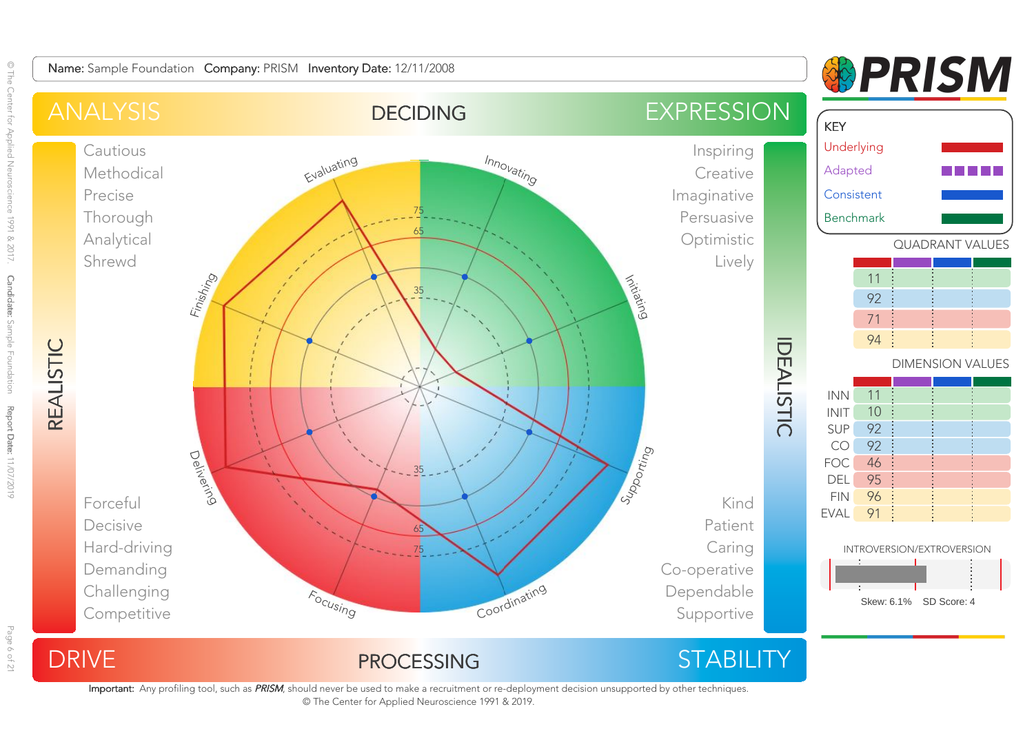**Name:** Sample Foundation **Company:** PRISM **Inventory Date:** 12/11/2008

# PRISM

**KEY**

- Underlying
- Adapted
- Consistent
- Benchmark

ANALYSIS — DECIDING — EXPRESSION

REALISTIC — IDEALISTIC

DRIVE — PROCESSING — STABILITY

Cautious
Methodical
Precise
Thorough
Analytical
Shrewd

Inspiring
Creative
Imaginative
Persuasive
Optimistic
Lively

Forceful
Decisive
Hard-driving
Demanding
Challenging
Competitive

Kind
Patient
Caring
Co-operative
Dependable
Supportive

Evaluating, Innovating, Initiating, Supporting, Coordinating, Focusing, Delivering, Finishing

75, 65, 35

**QUADRANT VALUES**

| Underlying | Adapted | Consistent | Benchmark |
|---|---|---|---|
| 11 | | | |
| 92 | | | |
| 71 | | | |
| 94 | | | |

**DIMENSION VALUES**

| | Underlying | Adapted | Consistent | Benchmark |
|---|---|---|---|---|
| INN | 11 | | | |
| INIT | 10 | | | |
| SUP | 92 | | | |
| CO | 92 | | | |
| FOC | 46 | | | |
| DEL | 95 | | | |
| FIN | 96 | | | |
| EVAL | 91 | | | |

**INTROVERSION/EXTROVERSION**

Skew: 6.1% SD Score: 4

© The Center for Applied Neuroscience 1991 & 2017. **Candidate:** Sample Foundation **Report Date:** 11/07/2019

**Important:** Any profiling tool, such as *PRISM*, should never be used to make a recruitment or re-deployment decision unsupported by other techniques.
© The Center for Applied Neuroscience 1991 & 2019.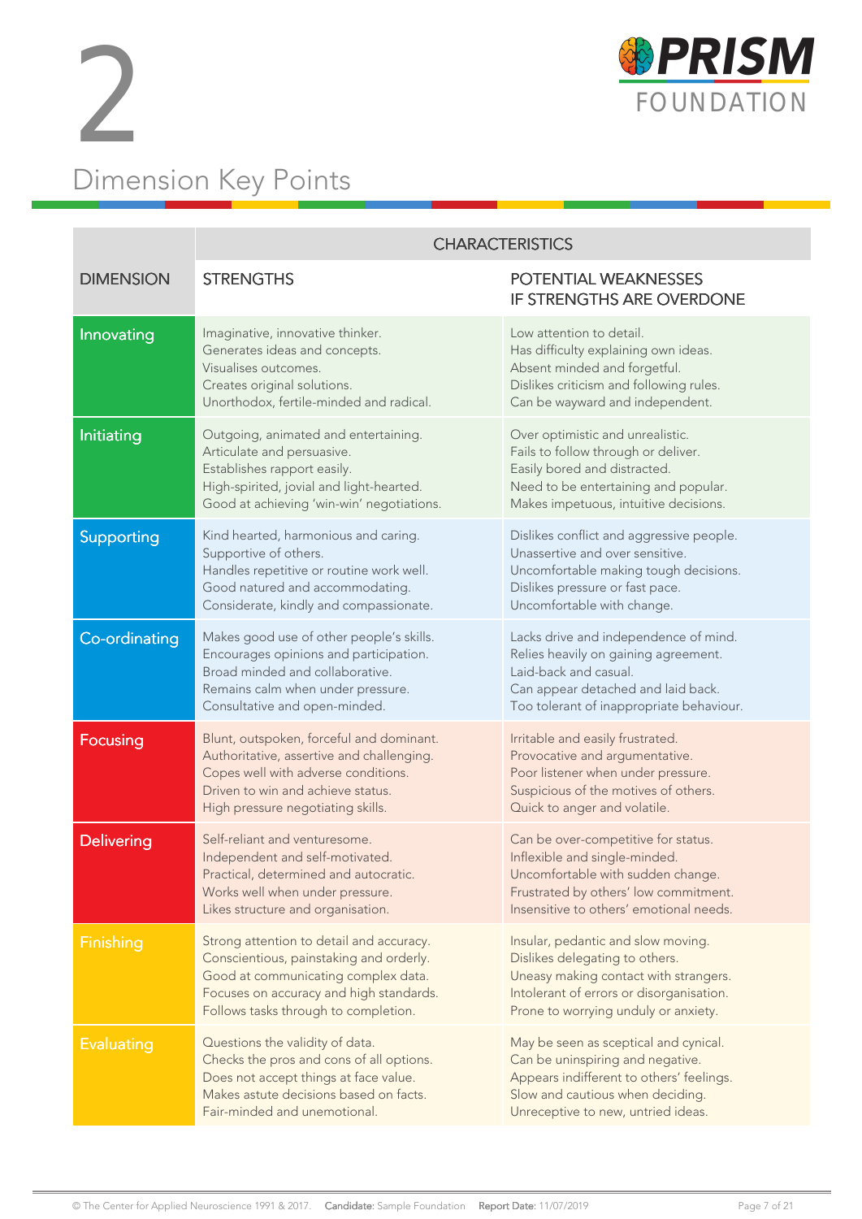# 2

## Dimension Key Points

PRISM FOUNDATION

| DIMENSION | CHARACTERISTICS | |
|---|---|---|
| | STRENGTHS | POTENTIAL WEAKNESSES IF STRENGTHS ARE OVERDONE |
| Innovating | Imaginative, innovative thinker.<br>Generates ideas and concepts.<br>Visualises outcomes.<br>Creates original solutions.<br>Unorthodox, fertile-minded and radical. | Low attention to detail.<br>Has difficulty explaining own ideas.<br>Absent minded and forgetful.<br>Dislikes criticism and following rules.<br>Can be wayward and independent. |
| Initiating | Outgoing, animated and entertaining.<br>Articulate and persuasive.<br>Establishes rapport easily.<br>High-spirited, jovial and light-hearted.<br>Good at achieving 'win-win' negotiations. | Over optimistic and unrealistic.<br>Fails to follow through or deliver.<br>Easily bored and distracted.<br>Need to be entertaining and popular.<br>Makes impetuous, intuitive decisions. |
| Supporting | Kind hearted, harmonious and caring.<br>Supportive of others.<br>Handles repetitive or routine work well.<br>Good natured and accommodating.<br>Considerate, kindly and compassionate. | Dislikes conflict and aggressive people.<br>Unassertive and over sensitive.<br>Uncomfortable making tough decisions.<br>Dislikes pressure or fast pace.<br>Uncomfortable with change. |
| Co-ordinating | Makes good use of other people's skills.<br>Encourages opinions and participation.<br>Broad minded and collaborative.<br>Remains calm when under pressure.<br>Consultative and open-minded. | Lacks drive and independence of mind.<br>Relies heavily on gaining agreement.<br>Laid-back and casual.<br>Can appear detached and laid back.<br>Too tolerant of inappropriate behaviour. |
| Focusing | Blunt, outspoken, forceful and dominant.<br>Authoritative, assertive and challenging.<br>Copes well with adverse conditions.<br>Driven to win and achieve status.<br>High pressure negotiating skills. | Irritable and easily frustrated.<br>Provocative and argumentative.<br>Poor listener when under pressure.<br>Suspicious of the motives of others.<br>Quick to anger and volatile. |
| Delivering | Self-reliant and venturesome.<br>Independent and self-motivated.<br>Practical, determined and autocratic.<br>Works well when under pressure.<br>Likes structure and organisation. | Can be over-competitive for status.<br>Inflexible and single-minded.<br>Uncomfortable with sudden change.<br>Frustrated by others' low commitment.<br>Insensitive to others' emotional needs. |
| Finishing | Strong attention to detail and accuracy.<br>Conscientious, painstaking and orderly.<br>Good at communicating complex data.<br>Focuses on accuracy and high standards.<br>Follows tasks through to completion. | Insular, pedantic and slow moving.<br>Dislikes delegating to others.<br>Uneasy making contact with strangers.<br>Intolerant of errors or disorganisation.<br>Prone to worrying unduly or anxiety. |
| Evaluating | Questions the validity of data.<br>Checks the pros and cons of all options.<br>Does not accept things at face value.<br>Makes astute decisions based on facts.<br>Fair-minded and unemotional. | May be seen as sceptical and cynical.<br>Can be uninspiring and negative.<br>Appears indifferent to others' feelings.<br>Slow and cautious when deciding.<br>Unreceptive to new, untried ideas. |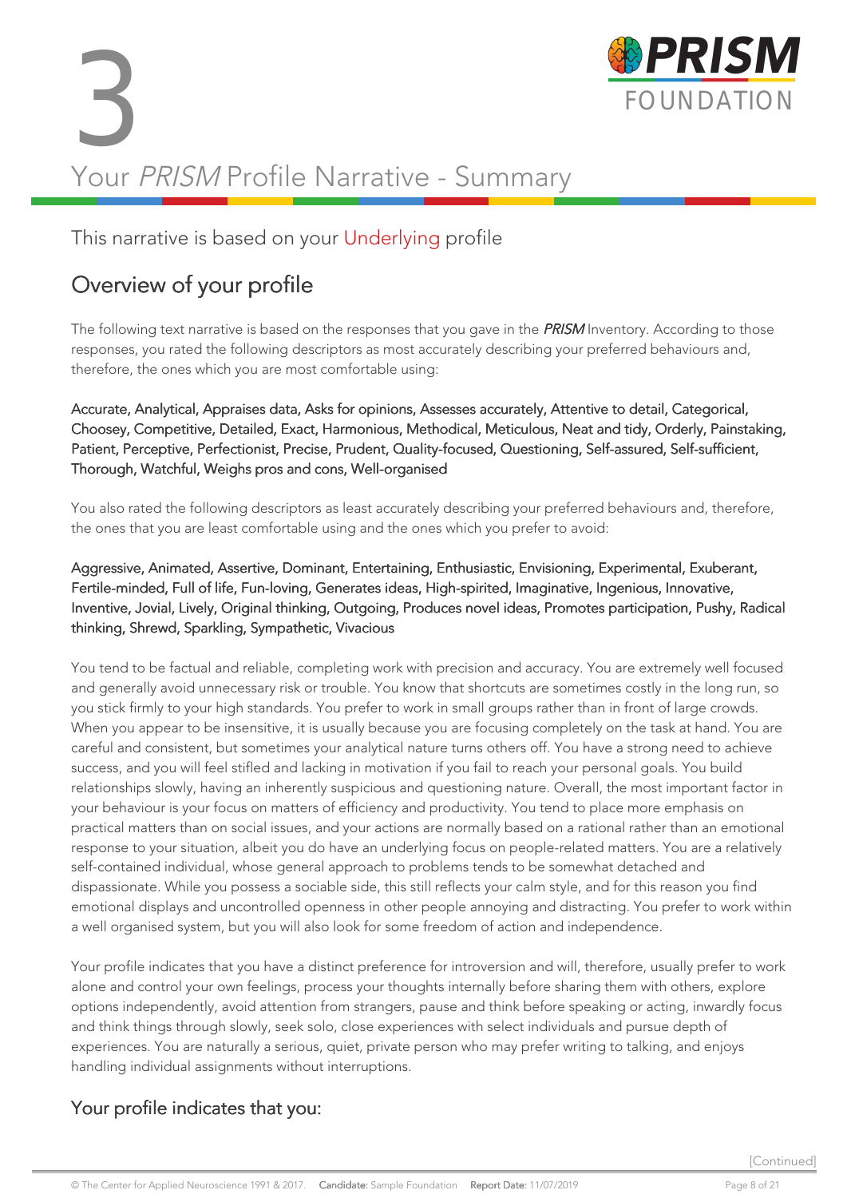# 3

# Your *PRISM* Profile Narrative - Summary

### This narrative is based on your Underlying profile

## Overview of your profile

The following text narrative is based on the responses that you gave in the ***PRISM*** Inventory. According to those responses, you rated the following descriptors as most accurately describing your preferred behaviours and, therefore, the ones which you are most comfortable using:

Accurate, Analytical, Appraises data, Asks for opinions, Assesses accurately, Attentive to detail, Categorical, Choosey, Competitive, Detailed, Exact, Harmonious, Methodical, Meticulous, Neat and tidy, Orderly, Painstaking, Patient, Perceptive, Perfectionist, Precise, Prudent, Quality-focused, Questioning, Self-assured, Self-sufficient, Thorough, Watchful, Weighs pros and cons, Well-organised

You also rated the following descriptors as least accurately describing your preferred behaviours and, therefore, the ones that you are least comfortable using and the ones which you prefer to avoid:

Aggressive, Animated, Assertive, Dominant, Entertaining, Enthusiastic, Envisioning, Experimental, Exuberant, Fertile-minded, Full of life, Fun-loving, Generates ideas, High-spirited, Imaginative, Ingenious, Innovative, Inventive, Jovial, Lively, Original thinking, Outgoing, Produces novel ideas, Promotes participation, Pushy, Radical thinking, Shrewd, Sparkling, Sympathetic, Vivacious

You tend to be factual and reliable, completing work with precision and accuracy. You are extremely well focused and generally avoid unnecessary risk or trouble. You know that shortcuts are sometimes costly in the long run, so you stick firmly to your high standards. You prefer to work in small groups rather than in front of large crowds. When you appear to be insensitive, it is usually because you are focusing completely on the task at hand. You are careful and consistent, but sometimes your analytical nature turns others off. You have a strong need to achieve success, and you will feel stifled and lacking in motivation if you fail to reach your personal goals. You build relationships slowly, having an inherently suspicious and questioning nature. Overall, the most important factor in your behaviour is your focus on matters of efficiency and productivity. You tend to place more emphasis on practical matters than on social issues, and your actions are normally based on a rational rather than an emotional response to your situation, albeit you do have an underlying focus on people-related matters. You are a relatively self-contained individual, whose general approach to problems tends to be somewhat detached and dispassionate. While you possess a sociable side, this still reflects your calm style, and for this reason you find emotional displays and uncontrolled openness in other people annoying and distracting. You prefer to work within a well organised system, but you will also look for some freedom of action and independence.

Your profile indicates that you have a distinct preference for introversion and will, therefore, usually prefer to work alone and control your own feelings, process your thoughts internally before sharing them with others, explore options independently, avoid attention from strangers, pause and think before speaking or acting, inwardly focus and think things through slowly, seek solo, close experiences with select individuals and pursue depth of experiences. You are naturally a serious, quiet, private person who may prefer writing to talking, and enjoys handling individual assignments without interruptions.

### Your profile indicates that you:

[Continued]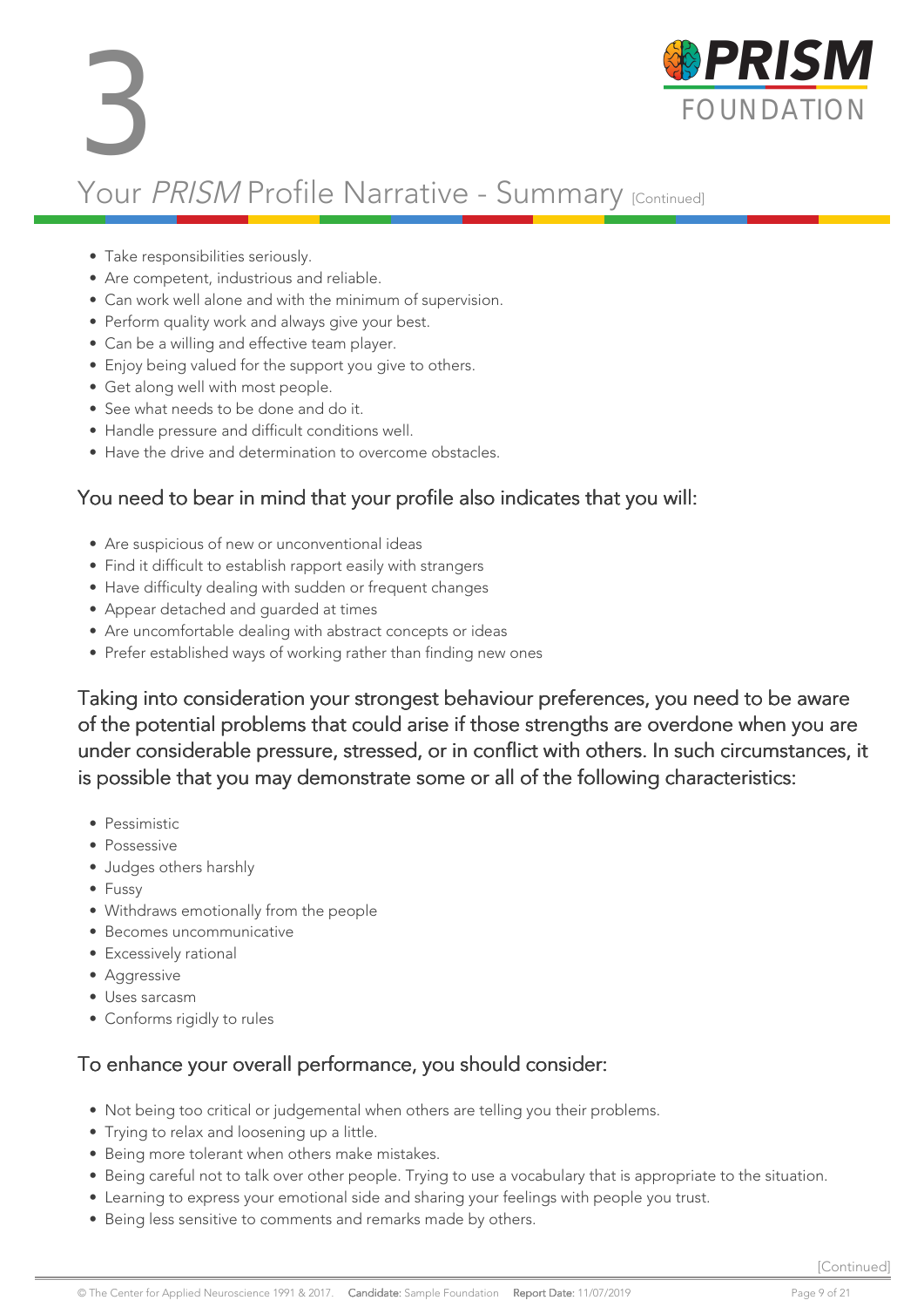# 3

## Your *PRISM* Profile Narrative - Summary [Continued]

- Take responsibilities seriously.
- Are competent, industrious and reliable.
- Can work well alone and with the minimum of supervision.
- Perform quality work and always give your best.
- Can be a willing and effective team player.
- Enjoy being valued for the support you give to others.
- Get along well with most people.
- See what needs to be done and do it.
- Handle pressure and difficult conditions well.
- Have the drive and determination to overcome obstacles.

### You need to bear in mind that your profile also indicates that you will:

- Are suspicious of new or unconventional ideas
- Find it difficult to establish rapport easily with strangers
- Have difficulty dealing with sudden or frequent changes
- Appear detached and guarded at times
- Are uncomfortable dealing with abstract concepts or ideas
- Prefer established ways of working rather than finding new ones

### Taking into consideration your strongest behaviour preferences, you need to be aware of the potential problems that could arise if those strengths are overdone when you are under considerable pressure, stressed, or in conflict with others. In such circumstances, it is possible that you may demonstrate some or all of the following characteristics:

- Pessimistic
- Possessive
- Judges others harshly
- Fussy
- Withdraws emotionally from the people
- Becomes uncommunicative
- Excessively rational
- Aggressive
- Uses sarcasm
- Conforms rigidly to rules

### To enhance your overall performance, you should consider:

- Not being too critical or judgemental when others are telling you their problems.
- Trying to relax and loosening up a little.
- Being more tolerant when others make mistakes.
- Being careful not to talk over other people. Trying to use a vocabulary that is appropriate to the situation.
- Learning to express your emotional side and sharing your feelings with people you trust.
- Being less sensitive to comments and remarks made by others.

[Continued]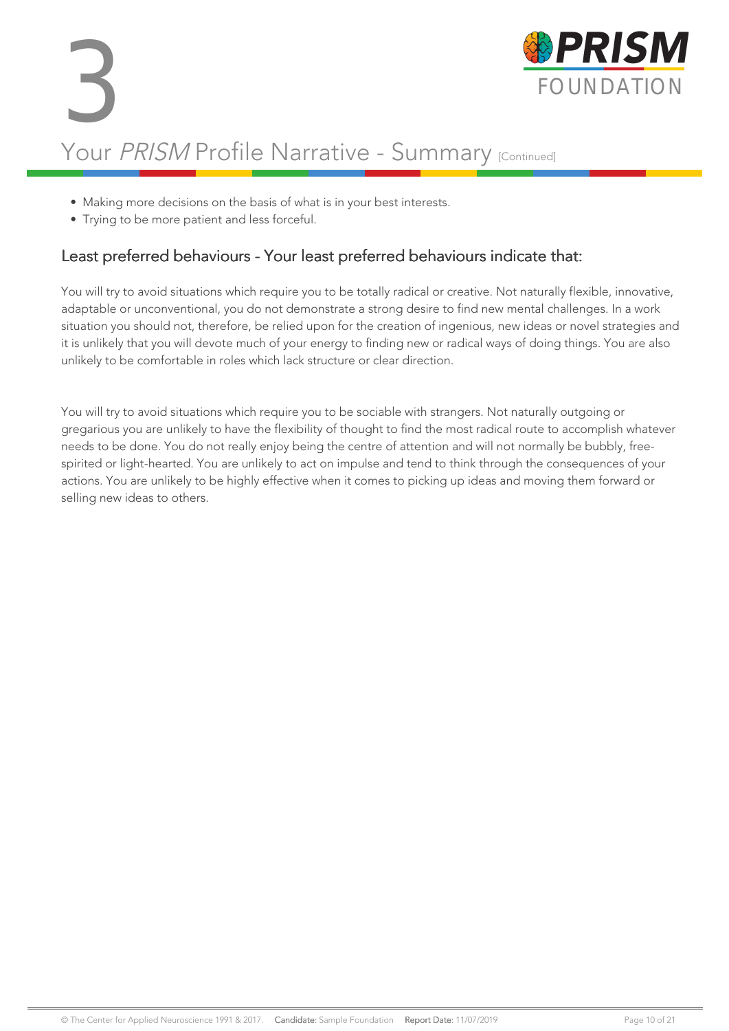# 3

## Your *PRISM* Profile Narrative - Summary [Continued]

- Making more decisions on the basis of what is in your best interests.
- Trying to be more patient and less forceful.

### Least preferred behaviours - Your least preferred behaviours indicate that:

You will try to avoid situations which require you to be totally radical or creative. Not naturally flexible, innovative, adaptable or unconventional, you do not demonstrate a strong desire to find new mental challenges. In a work situation you should not, therefore, be relied upon for the creation of ingenious, new ideas or novel strategies and it is unlikely that you will devote much of your energy to finding new or radical ways of doing things. You are also unlikely to be comfortable in roles which lack structure or clear direction.

You will try to avoid situations which require you to be sociable with strangers. Not naturally outgoing or gregarious you are unlikely to have the flexibility of thought to find the most radical route to accomplish whatever needs to be done. You do not really enjoy being the centre of attention and will not normally be bubbly, free-spirited or light-hearted. You are unlikely to act on impulse and tend to think through the consequences of your actions. You are unlikely to be highly effective when it comes to picking up ideas and moving them forward or selling new ideas to others.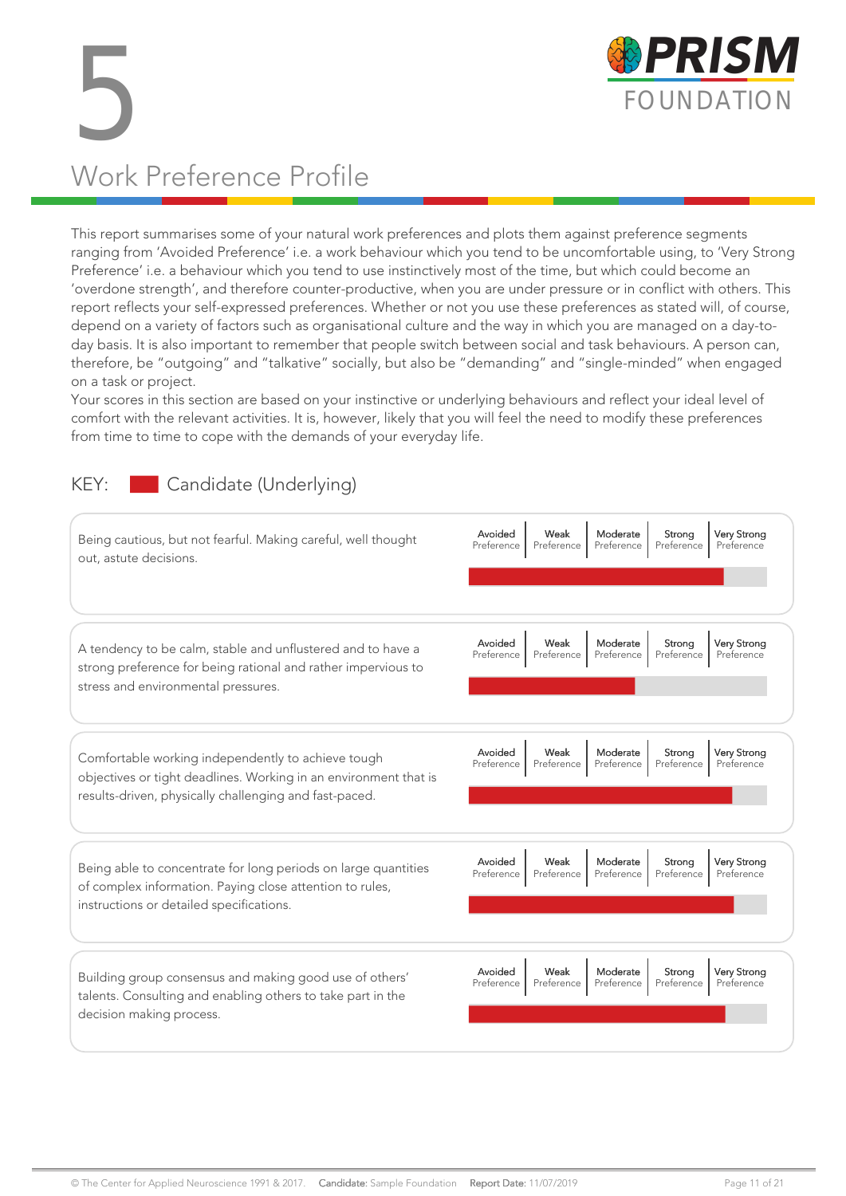# 5

# Work Preference Profile

This report summarises some of your natural work preferences and plots them against preference segments ranging from 'Avoided Preference' i.e. a work behaviour which you tend to be uncomfortable using, to 'Very Strong Preference' i.e. a behaviour which you tend to use instinctively most of the time, but which could become an 'overdone strength', and therefore counter-productive, when you are under pressure or in conflict with others. This report reflects your self-expressed preferences. Whether or not you use these preferences as stated will, of course, depend on a variety of factors such as organisational culture and the way in which you are managed on a day-to-day basis. It is also important to remember that people switch between social and task behaviours. A person can, therefore, be "outgoing" and "talkative" socially, but also be "demanding" and "single-minded" when engaged on a task or project.

Your scores in this section are based on your instinctive or underlying behaviours and reflect your ideal level of comfort with the relevant activities. It is, however, likely that you will feel the need to modify these preferences from time to time to cope with the demands of your everyday life.

KEY: Candidate (Underlying)

| Work Preference | Avoided Preference | Weak Preference | Moderate Preference | Strong Preference | Very Strong Preference |
|---|---|---|---|---|---|
| Being cautious, but not fearful. Making careful, well thought out, astute decisions. | | | | | |
| A tendency to be calm, stable and unflustered and to have a strong preference for being rational and rather impervious to stress and environmental pressures. | | | | | |
| Comfortable working independently to achieve tough objectives or tight deadlines. Working in an environment that is results-driven, physically challenging and fast-paced. | | | | | |
| Being able to concentrate for long periods on large quantities of complex information. Paying close attention to rules, instructions or detailed specifications. | | | | | |
| Building group consensus and making good use of others' talents. Consulting and enabling others to take part in the decision making process. | | | | | |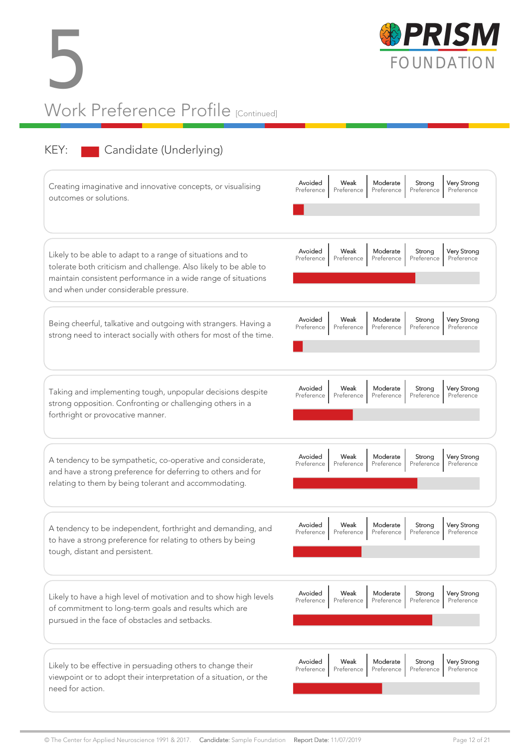# 5

## Work Preference Profile [Continued]

KEY: Candidate (Underlying)

| Statement | Avoided Preference | Weak Preference | Moderate Preference | Strong Preference | Very Strong Preference |
|---|---|---|---|---|---|
| Creating imaginative and innovative concepts, or visualising outcomes or solutions. | | | | | |
| Likely to be able to adapt to a range of situations and to tolerate both criticism and challenge. Also likely to be able to maintain consistent performance in a wide range of situations and when under considerable pressure. | | | | | |
| Being cheerful, talkative and outgoing with strangers. Having a strong need to interact socially with others for most of the time. | | | | | |
| Taking and implementing tough, unpopular decisions despite strong opposition. Confronting or challenging others in a forthright or provocative manner. | | | | | |
| A tendency to be sympathetic, co-operative and considerate, and have a strong preference for deferring to others and for relating to them by being tolerant and accommodating. | | | | | |
| A tendency to be independent, forthright and demanding, and to have a strong preference for relating to others by being tough, distant and persistent. | | | | | |
| Likely to have a high level of motivation and to show high levels of commitment to long-term goals and results which are pursued in the face of obstacles and setbacks. | | | | | |
| Likely to be effective in persuading others to change their viewpoint or to adopt their interpretation of a situation, or the need for action. | | | | | |

© The Center for Applied Neuroscience 1991 & 2017. **Candidate:** Sample Foundation **Report Date:** 11/07/2019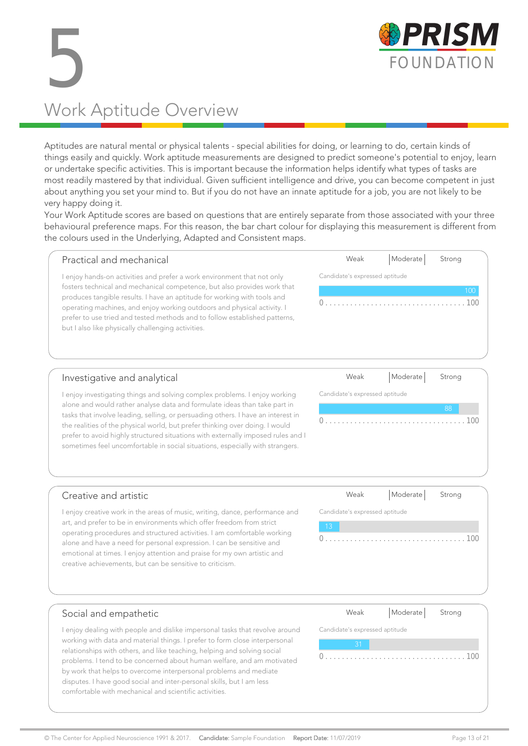# 5

# Work Aptitude Overview

Aptitudes are natural mental or physical talents - special abilities for doing, or learning to do, certain kinds of things easily and quickly. Work aptitude measurements are designed to predict someone's potential to enjoy, learn or undertake specific activities. This is important because the information helps identify what types of tasks are most readily mastered by that individual. Given sufficient intelligence and drive, you can become competent in just about anything you set your mind to. But if you do not have an innate aptitude for a job, you are not likely to be very happy doing it.

Your Work Aptitude scores are based on questions that are entirely separate from those associated with your three behavioural preference maps. For this reason, the bar chart colour for displaying this measurement is different from the colours used in the Underlying, Adapted and Consistent maps.

## Practical and mechanical

I enjoy hands-on activities and prefer a work environment that not only fosters technical and mechanical competence, but also provides work that produces tangible results. I have an aptitude for working with tools and operating machines, and enjoy working outdoors and physical activity. I prefer to use tried and tested methods and to follow established patterns, but I also like physically challenging activities.

Weak | Moderate | Strong

Candidate's expressed aptitude: 100 (scale 0 ... 100)

## Investigative and analytical

I enjoy investigating things and solving complex problems. I enjoy working alone and would rather analyse data and formulate ideas than take part in tasks that involve leading, selling, or persuading others. I have an interest in the realities of the physical world, but prefer thinking over doing. I would prefer to avoid highly structured situations with externally imposed rules and I sometimes feel uncomfortable in social situations, especially with strangers.

Weak | Moderate | Strong

Candidate's expressed aptitude: 88 (scale 0 ... 100)

## Creative and artistic

I enjoy creative work in the areas of music, writing, dance, performance and art, and prefer to be in environments which offer freedom from strict operating procedures and structured activities. I am comfortable working alone and have a need for personal expression. I can be sensitive and emotional at times. I enjoy attention and praise for my own artistic and creative achievements, but can be sensitive to criticism.

Weak | Moderate | Strong

Candidate's expressed aptitude: 13 (scale 0 ... 100)

## Social and empathetic

I enjoy dealing with people and dislike impersonal tasks that revolve around working with data and material things. I prefer to form close interpersonal relationships with others, and like teaching, helping and solving social problems. I tend to be concerned about human welfare, and am motivated by work that helps to overcome interpersonal problems and mediate disputes. I have good social and inter-personal skills, but I am less comfortable with mechanical and scientific activities.

Weak | Moderate | Strong

Candidate's expressed aptitude: 31 (scale 0 ... 100)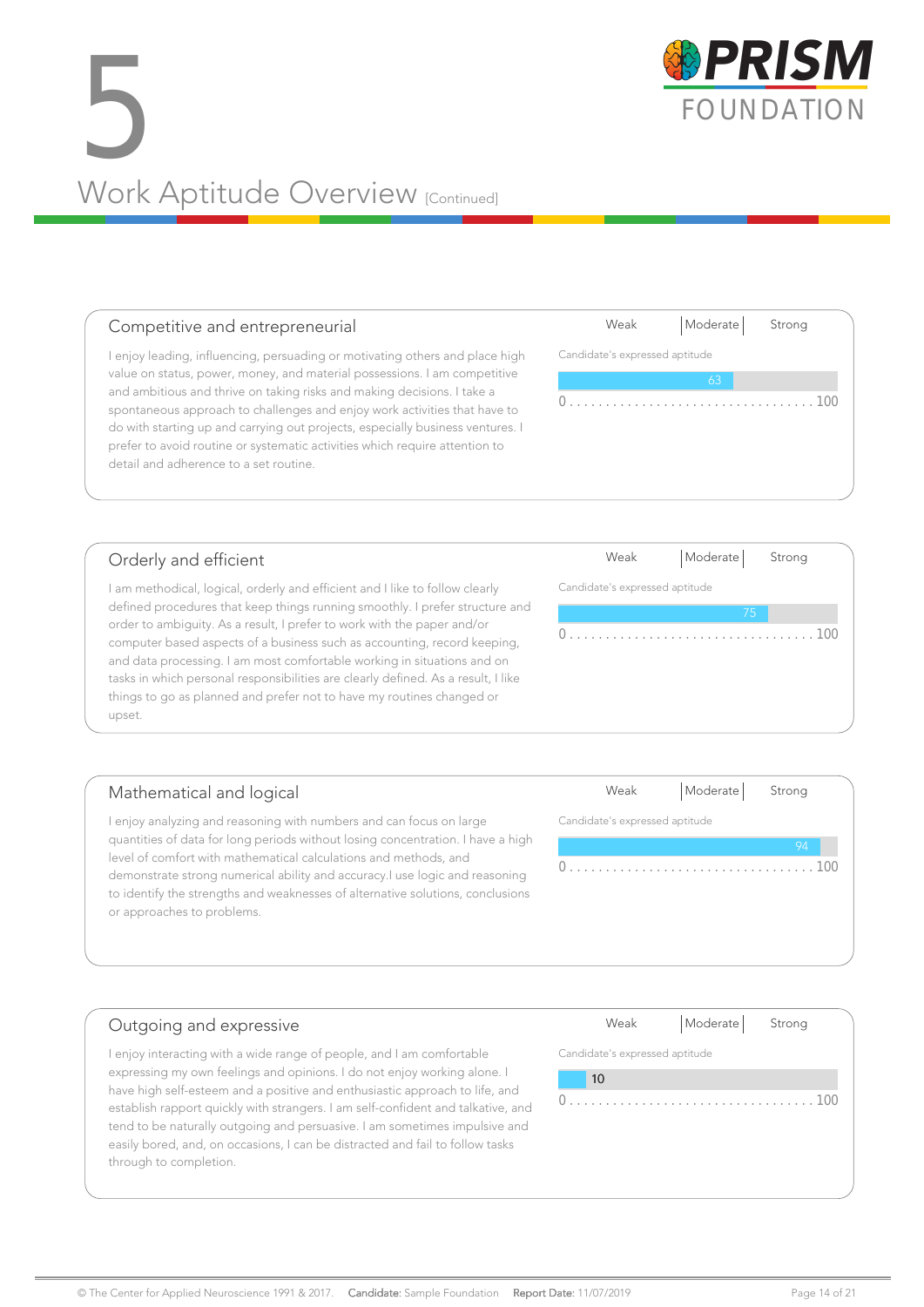# 5 Work Aptitude Overview [Continued]

## Competitive and entrepreneurial

I enjoy leading, influencing, persuading or motivating others and place high value on status, power, money, and material possessions. I am competitive and ambitious and thrive on taking risks and making decisions. I take a spontaneous approach to challenges and enjoy work activities that have to do with starting up and carrying out projects, especially business ventures. I prefer to avoid routine or systematic activities which require attention to detail and adherence to a set routine.

Weak | Moderate | Strong

Candidate's expressed aptitude: 63

0 . . . . . . . . . . . . . . . . . . . . . . . . . . . . . . . . . . 100

## Orderly and efficient

I am methodical, logical, orderly and efficient and I like to follow clearly defined procedures that keep things running smoothly. I prefer structure and order to ambiguity. As a result, I prefer to work with the paper and/or computer based aspects of a business such as accounting, record keeping, and data processing. I am most comfortable working in situations and on tasks in which personal responsibilities are clearly defined. As a result, I like things to go as planned and prefer not to have my routines changed or upset.

Weak | Moderate | Strong

Candidate's expressed aptitude: 75

0 . . . . . . . . . . . . . . . . . . . . . . . . . . . . . . . . . . 100

## Mathematical and logical

I enjoy analyzing and reasoning with numbers and can focus on large quantities of data for long periods without losing concentration. I have a high level of comfort with mathematical calculations and methods, and demonstrate strong numerical ability and accuracy.I use logic and reasoning to identify the strengths and weaknesses of alternative solutions, conclusions or approaches to problems.

Weak | Moderate | Strong

Candidate's expressed aptitude: 94

0 . . . . . . . . . . . . . . . . . . . . . . . . . . . . . . . . . . 100

## Outgoing and expressive

I enjoy interacting with a wide range of people, and I am comfortable expressing my own feelings and opinions. I do not enjoy working alone. I have high self-esteem and a positive and enthusiastic approach to life, and establish rapport quickly with strangers. I am self-confident and talkative, and tend to be naturally outgoing and persuasive. I am sometimes impulsive and easily bored, and, on occasions, I can be distracted and fail to follow tasks through to completion.

Weak | Moderate | Strong

Candidate's expressed aptitude: 10

0 . . . . . . . . . . . . . . . . . . . . . . . . . . . . . . . . . . 100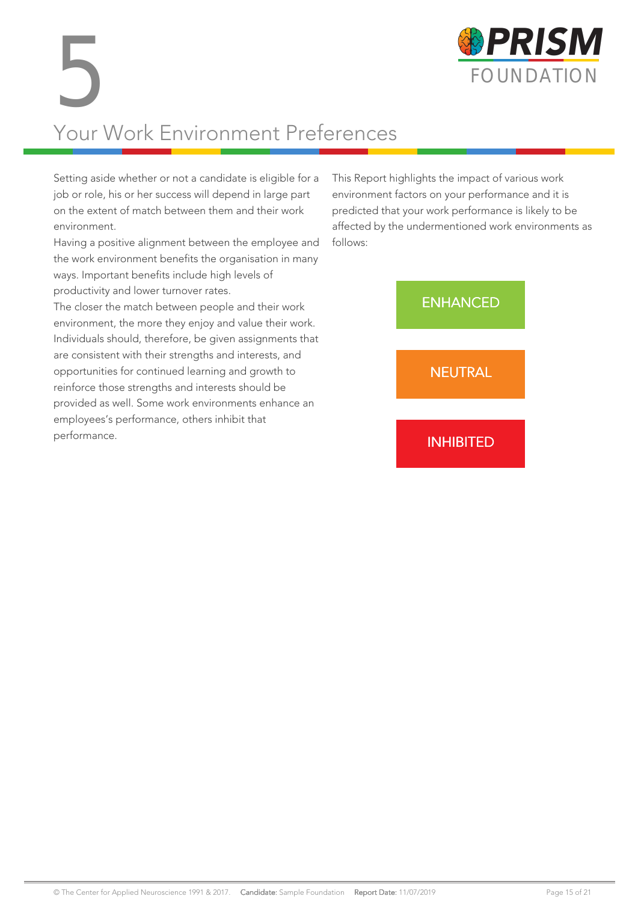# 5 Your Work Environment Preferences

Setting aside whether or not a candidate is eligible for a job or role, his or her success will depend in large part on the extent of match between them and their work environment.

Having a positive alignment between the employee and the work environment benefits the organisation in many ways. Important benefits include high levels of productivity and lower turnover rates.

The closer the match between people and their work environment, the more they enjoy and value their work. Individuals should, therefore, be given assignments that are consistent with their strengths and interests, and opportunities for continued learning and growth to reinforce those strengths and interests should be provided as well. Some work environments enhance an employees's performance, others inhibit that performance.

This Report highlights the impact of various work environment factors on your performance and it is predicted that your work performance is likely to be affected by the undermentioned work environments as follows:

ENHANCED

NEUTRAL

INHIBITED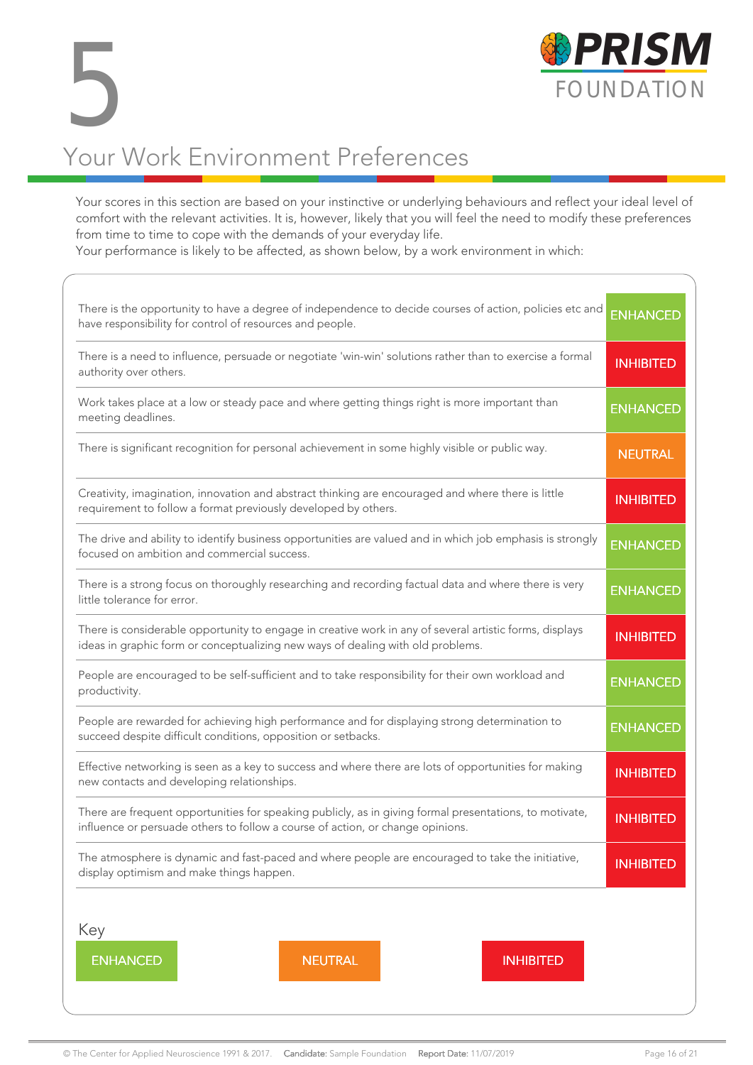# 5

## Your Work Environment Preferences

Your scores in this section are based on your instinctive or underlying behaviours and reflect your ideal level of comfort with the relevant activities. It is, however, likely that you will feel the need to modify these preferences from time to time to cope with the demands of your everyday life.
Your performance is likely to be affected, as shown below, by a work environment in which:

| Work environment | Effect |
| --- | --- |
| There is the opportunity to have a degree of independence to decide courses of action, policies etc and have responsibility for control of resources and people. | ENHANCED |
| There is a need to influence, persuade or negotiate 'win-win' solutions rather than to exercise a formal authority over others. | INHIBITED |
| Work takes place at a low or steady pace and where getting things right is more important than meeting deadlines. | ENHANCED |
| There is significant recognition for personal achievement in some highly visible or public way. | NEUTRAL |
| Creativity, imagination, innovation and abstract thinking are encouraged and where there is little requirement to follow a format previously developed by others. | INHIBITED |
| The drive and ability to identify business opportunities are valued and in which job emphasis is strongly focused on ambition and commercial success. | ENHANCED |
| There is a strong focus on thoroughly researching and recording factual data and where there is very little tolerance for error. | ENHANCED |
| There is considerable opportunity to engage in creative work in any of several artistic forms, displays ideas in graphic form or conceptualizing new ways of dealing with old problems. | INHIBITED |
| People are encouraged to be self-sufficient and to take responsibility for their own workload and productivity. | ENHANCED |
| People are rewarded for achieving high performance and for displaying strong determination to succeed despite difficult conditions, opposition or setbacks. | ENHANCED |
| Effective networking is seen as a key to success and where there are lots of opportunities for making new contacts and developing relationships. | INHIBITED |
| There are frequent opportunities for speaking publicly, as in giving formal presentations, to motivate, influence or persuade others to follow a course of action, or change opinions. | INHIBITED |
| The atmosphere is dynamic and fast-paced and where people are encouraged to take the initiative, display optimism and make things happen. | INHIBITED |

Key

ENHANCED | NEUTRAL | INHIBITED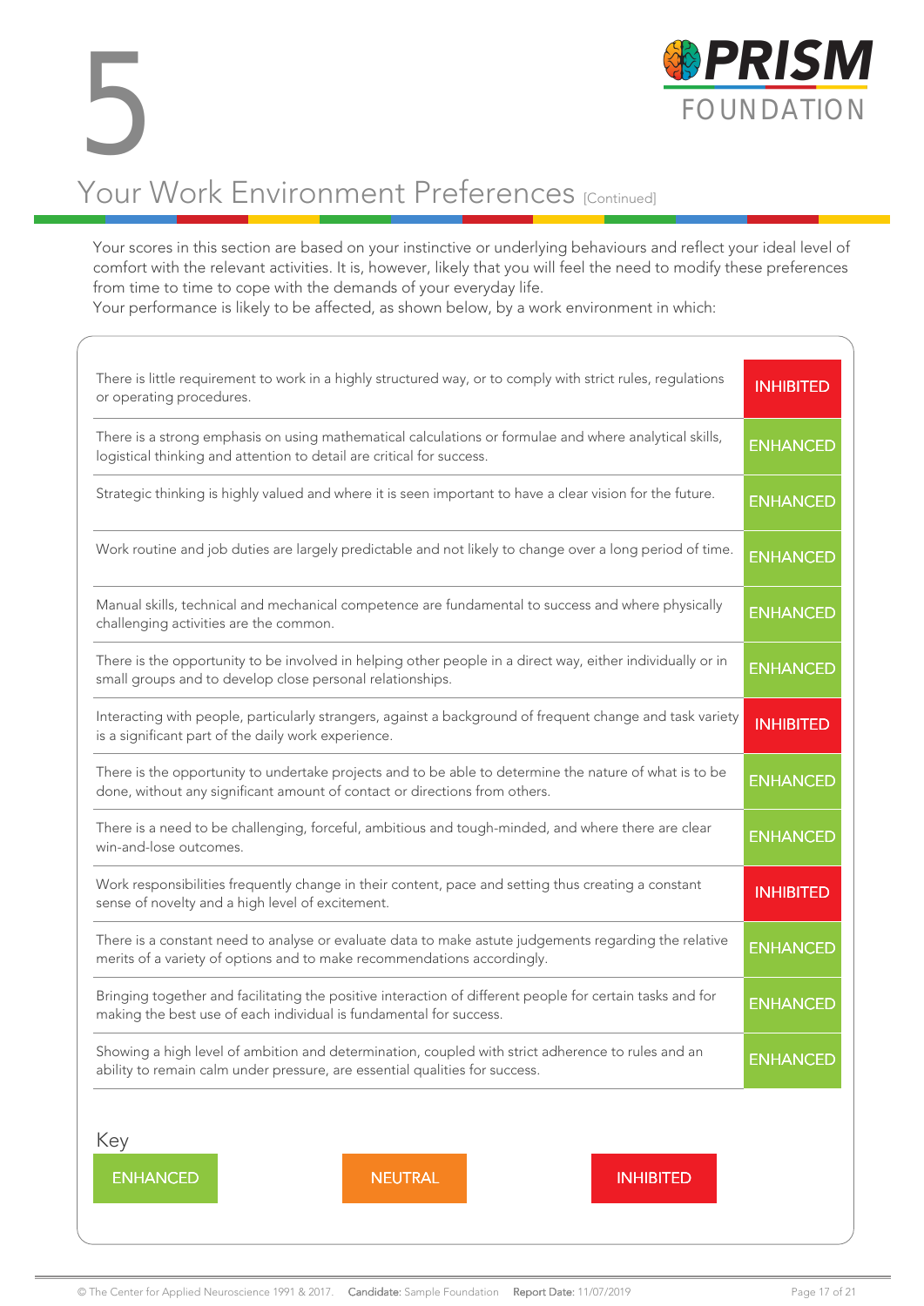# 5

## Your Work Environment Preferences [Continued]

Your scores in this section are based on your instinctive or underlying behaviours and reflect your ideal level of comfort with the relevant activities. It is, however, likely that you will feel the need to modify these preferences from time to time to cope with the demands of your everyday life.
Your performance is likely to be affected, as shown below, by a work environment in which:

| Work environment | Effect |
|---|---|
| There is little requirement to work in a highly structured way, or to comply with strict rules, regulations or operating procedures. | INHIBITED |
| There is a strong emphasis on using mathematical calculations or formulae and where analytical skills, logistical thinking and attention to detail are critical for success. | ENHANCED |
| Strategic thinking is highly valued and where it is seen important to have a clear vision for the future. | ENHANCED |
| Work routine and job duties are largely predictable and not likely to change over a long period of time. | ENHANCED |
| Manual skills, technical and mechanical competence are fundamental to success and where physically challenging activities are the common. | ENHANCED |
| There is the opportunity to be involved in helping other people in a direct way, either individually or in small groups and to develop close personal relationships. | ENHANCED |
| Interacting with people, particularly strangers, against a background of frequent change and task variety is a significant part of the daily work experience. | INHIBITED |
| There is the opportunity to undertake projects and to be able to determine the nature of what is to be done, without any significant amount of contact or directions from others. | ENHANCED |
| There is a need to be challenging, forceful, ambitious and tough-minded, and where there are clear win-and-lose outcomes. | ENHANCED |
| Work responsibilities frequently change in their content, pace and setting thus creating a constant sense of novelty and a high level of excitement. | INHIBITED |
| There is a constant need to analyse or evaluate data to make astute judgements regarding the relative merits of a variety of options and to make recommendations accordingly. | ENHANCED |
| Bringing together and facilitating the positive interaction of different people for certain tasks and for making the best use of each individual is fundamental for success. | ENHANCED |
| Showing a high level of ambition and determination, coupled with strict adherence to rules and an ability to remain calm under pressure, are essential qualities for success. | ENHANCED |

**Key**

ENHANCED | NEUTRAL | INHIBITED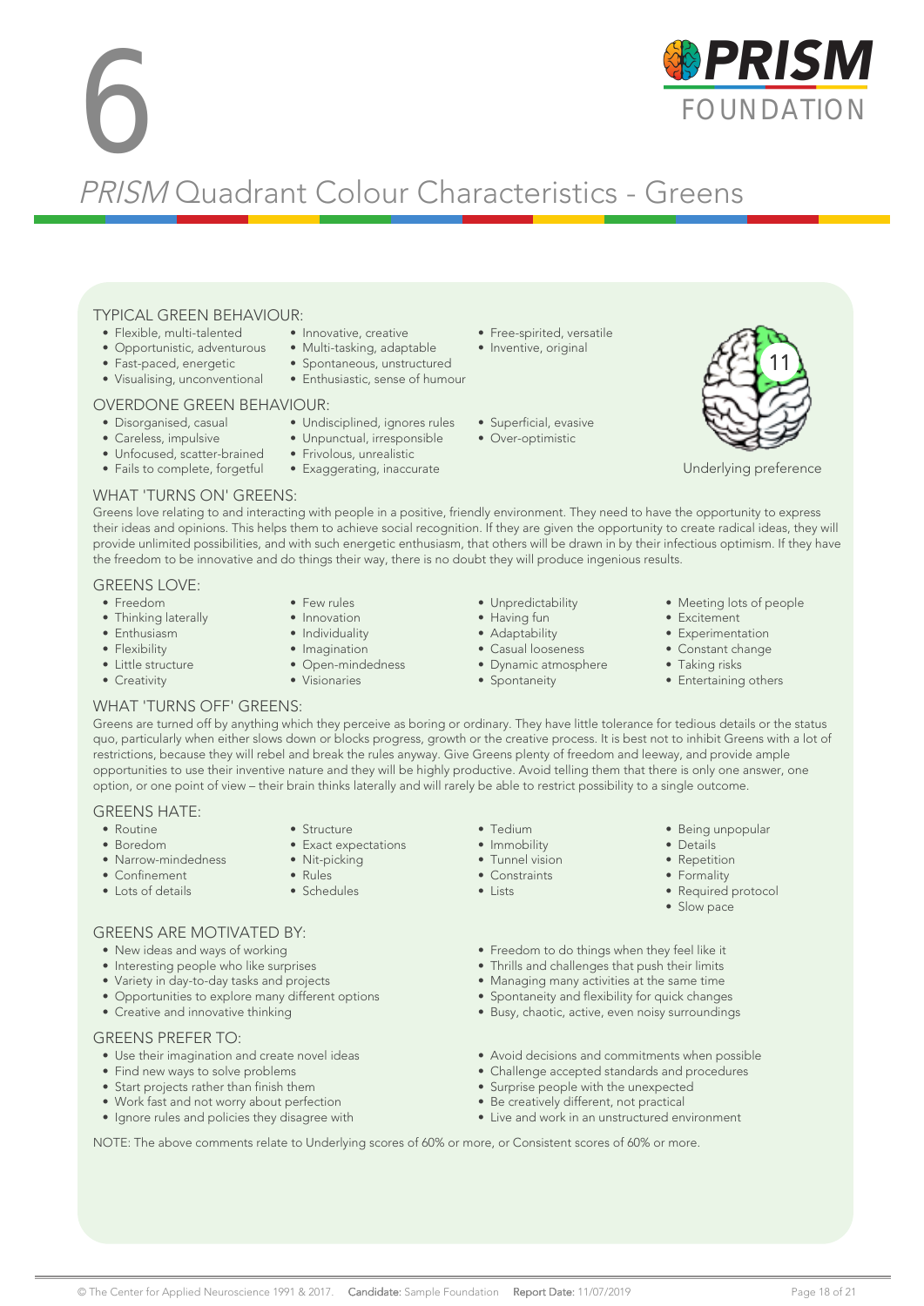# 6

## *PRISM* Quadrant Colour Characteristics - Greens

### TYPICAL GREEN BEHAVIOUR:

- Flexible, multi-talented
- Opportunistic, adventurous
- Fast-paced, energetic
- Visualising, unconventional
- Innovative, creative
- Multi-tasking, adaptable
- Spontaneous, unstructured
- Enthusiastic, sense of humour
- Free-spirited, versatile
- Inventive, original

11

Underlying preference

### OVERDONE GREEN BEHAVIOUR:

- Disorganised, casual
- Careless, impulsive
- Unfocused, scatter-brained
- Fails to complete, forgetful
- Undisciplined, ignores rules
- Unpunctual, irresponsible
- Frivolous, unrealistic
- Exaggerating, inaccurate
- Superficial, evasive
- Over-optimistic

### WHAT 'TURNS ON' GREENS:

Greens love relating to and interacting with people in a positive, friendly environment. They need to have the opportunity to express their ideas and opinions. This helps them to achieve social recognition. If they are given the opportunity to create radical ideas, they will provide unlimited possibilities, and with such energetic enthusiasm, that others will be drawn in by their infectious optimism. If they have the freedom to be innovative and do things their way, there is no doubt they will produce ingenious results.

### GREENS LOVE:

- Freedom
- Thinking laterally
- Enthusiasm
- Flexibility
- Little structure
- Creativity
- Few rules
- Innovation
- Individuality
- Imagination
- Open-mindedness
- Visionaries
- Unpredictability
- Having fun
- Adaptability
- Casual looseness
- Dynamic atmosphere
- Spontaneity
- Meeting lots of people
- Excitement
- Experimentation
- Constant change
- Taking risks
- Entertaining others

### WHAT 'TURNS OFF' GREENS:

Greens are turned off by anything which they perceive as boring or ordinary. They have little tolerance for tedious details or the status quo, particularly when either slows down or blocks progress, growth or the creative process. It is best not to inhibit Greens with a lot of restrictions, because they will rebel and break the rules anyway. Give Greens plenty of freedom and leeway, and provide ample opportunities to use their inventive nature and they will be highly productive. Avoid telling them that there is only one answer, one option, or one point of view – their brain thinks laterally and will rarely be able to restrict possibility to a single outcome.

### GREENS HATE:

- Routine
- Boredom
- Narrow-mindedness
- Confinement
- Lots of details
- Structure
- Exact expectations
- Nit-picking
- Rules
- Schedules
- Tedium
- Immobility
- Tunnel vision
- Constraints
- Lists
- Being unpopular
- Details
- Repetition
- Formality
- Required protocol
- Slow pace

### GREENS ARE MOTIVATED BY:

- New ideas and ways of working
- Interesting people who like surprises
- Variety in day-to-day tasks and projects
- Opportunities to explore many different options
- Creative and innovative thinking
- Freedom to do things when they feel like it
- Thrills and challenges that push their limits
- Managing many activities at the same time
- Spontaneity and flexibility for quick changes
- Busy, chaotic, active, even noisy surroundings

### GREENS PREFER TO:

- Use their imagination and create novel ideas
- Find new ways to solve problems
- Start projects rather than finish them
- Work fast and not worry about perfection
- Ignore rules and policies they disagree with
- Avoid decisions and commitments when possible
- Challenge accepted standards and procedures
- Surprise people with the unexpected
- Be creatively different, not practical
- Live and work in an unstructured environment

NOTE: The above comments relate to Underlying scores of 60% or more, or Consistent scores of 60% or more.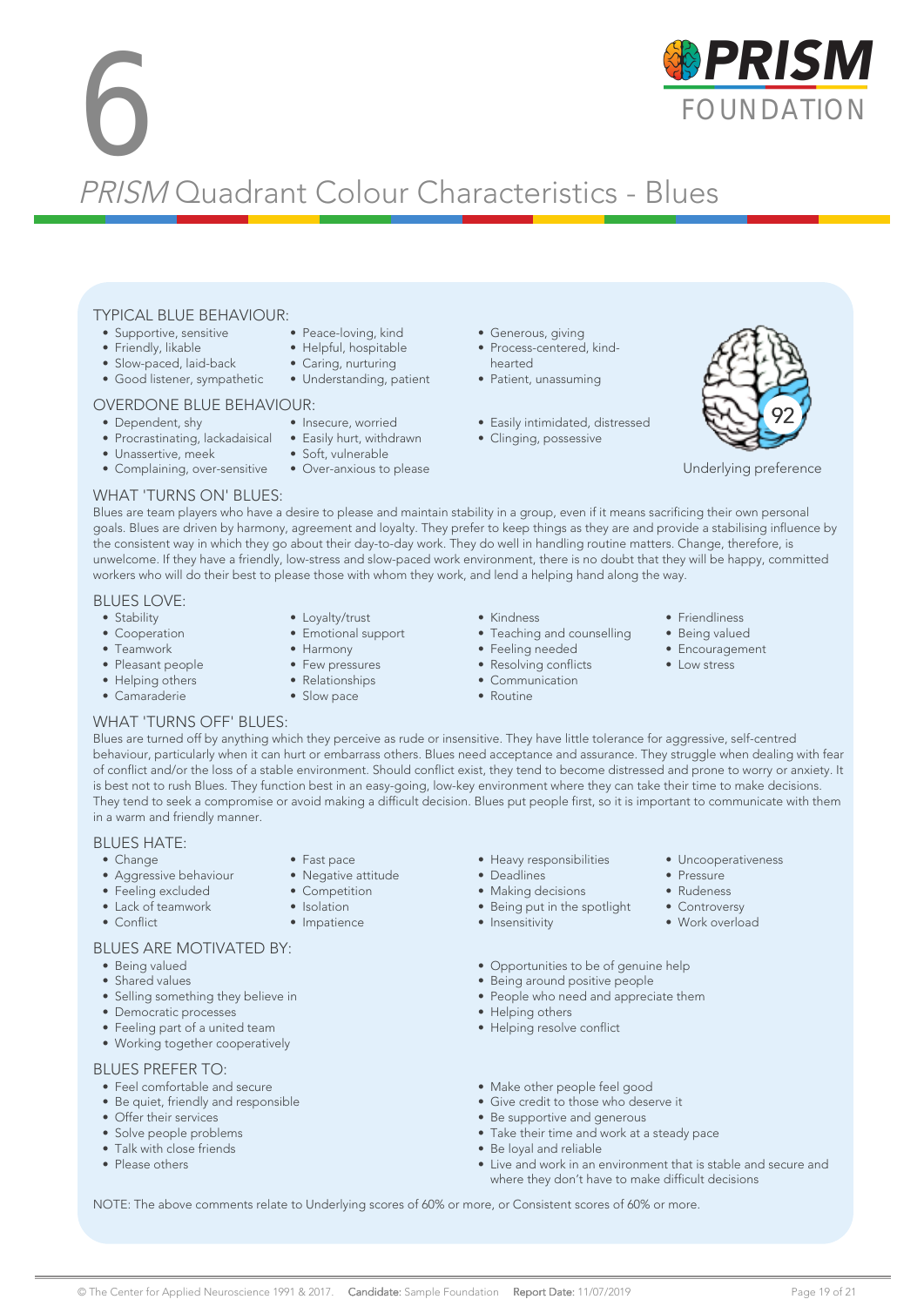# 6

## *PRISM* Quadrant Colour Characteristics - Blues

### TYPICAL BLUE BEHAVIOUR:

- Supportive, sensitive
- Friendly, likable
- Slow-paced, laid-back
- Good listener, sympathetic
- Peace-loving, kind
- Helpful, hospitable
- Caring, nurturing
- Understanding, patient
- Generous, giving
- Process-centered, kind-hearted
- Patient, unassuming

### OVERDONE BLUE BEHAVIOUR:

- Dependent, shy
- Procrastinating, lackadaisical
- Unassertive, meek
- Complaining, over-sensitive
- Insecure, worried
- Easily hurt, withdrawn
- Soft, vulnerable
- Over-anxious to please
- Easily intimidated, distressed
- Clinging, possessive

92

Underlying preference

### WHAT 'TURNS ON' BLUES:

Blues are team players who have a desire to please and maintain stability in a group, even if it means sacrificing their own personal goals. Blues are driven by harmony, agreement and loyalty. They prefer to keep things as they are and provide a stabilising influence by the consistent way in which they go about their day-to-day work. They do well in handling routine matters. Change, therefore, is unwelcome. If they have a friendly, low-stress and slow-paced work environment, there is no doubt that they will be happy, committed workers who will do their best to please those with whom they work, and lend a helping hand along the way.

### BLUES LOVE:

- Stability
- Cooperation
- Teamwork
- Pleasant people
- Helping others
- Camaraderie
- Loyalty/trust
- Emotional support
- Harmony
- Few pressures
- Relationships
- Slow pace
- Kindness
- Teaching and counselling
- Feeling needed
- Resolving conflicts
- Communication
- Routine
- Friendliness
- Being valued
- Encouragement
- Low stress

### WHAT 'TURNS OFF' BLUES:

Blues are turned off by anything which they perceive as rude or insensitive. They have little tolerance for aggressive, self-centred behaviour, particularly when it can hurt or embarrass others. Blues need acceptance and assurance. They struggle when dealing with fear of conflict and/or the loss of a stable environment. Should conflict exist, they tend to become distressed and prone to worry or anxiety. It is best not to rush Blues. They function best in an easy-going, low-key environment where they can take their time to make decisions. They tend to seek a compromise or avoid making a difficult decision. Blues put people first, so it is important to communicate with them in a warm and friendly manner.

### BLUES HATE:

- Change
- Aggressive behaviour
- Feeling excluded
- Lack of teamwork
- Conflict
- Fast pace
- Negative attitude
- Competition
- Isolation
- Impatience
- Heavy responsibilities
- Deadlines
- Making decisions
- Being put in the spotlight
- Insensitivity
- Uncooperativeness
- Pressure
- Rudeness
- Controversy
- Work overload

### BLUES ARE MOTIVATED BY:

- Being valued
- Shared values
- Selling something they believe in
- Democratic processes
- Feeling part of a united team
- Working together cooperatively
- Opportunities to be of genuine help
- Being around positive people
- People who need and appreciate them
- Helping others
- Helping resolve conflict

### BLUES PREFER TO:

- Feel comfortable and secure
- Be quiet, friendly and responsible
- Offer their services
- Solve people problems
- Talk with close friends
- Please others
- Make other people feel good
- Give credit to those who deserve it
- Be supportive and generous
- Take their time and work at a steady pace
- Be loyal and reliable
- Live and work in an environment that is stable and secure and where they don't have to make difficult decisions

NOTE: The above comments relate to Underlying scores of 60% or more, or Consistent scores of 60% or more.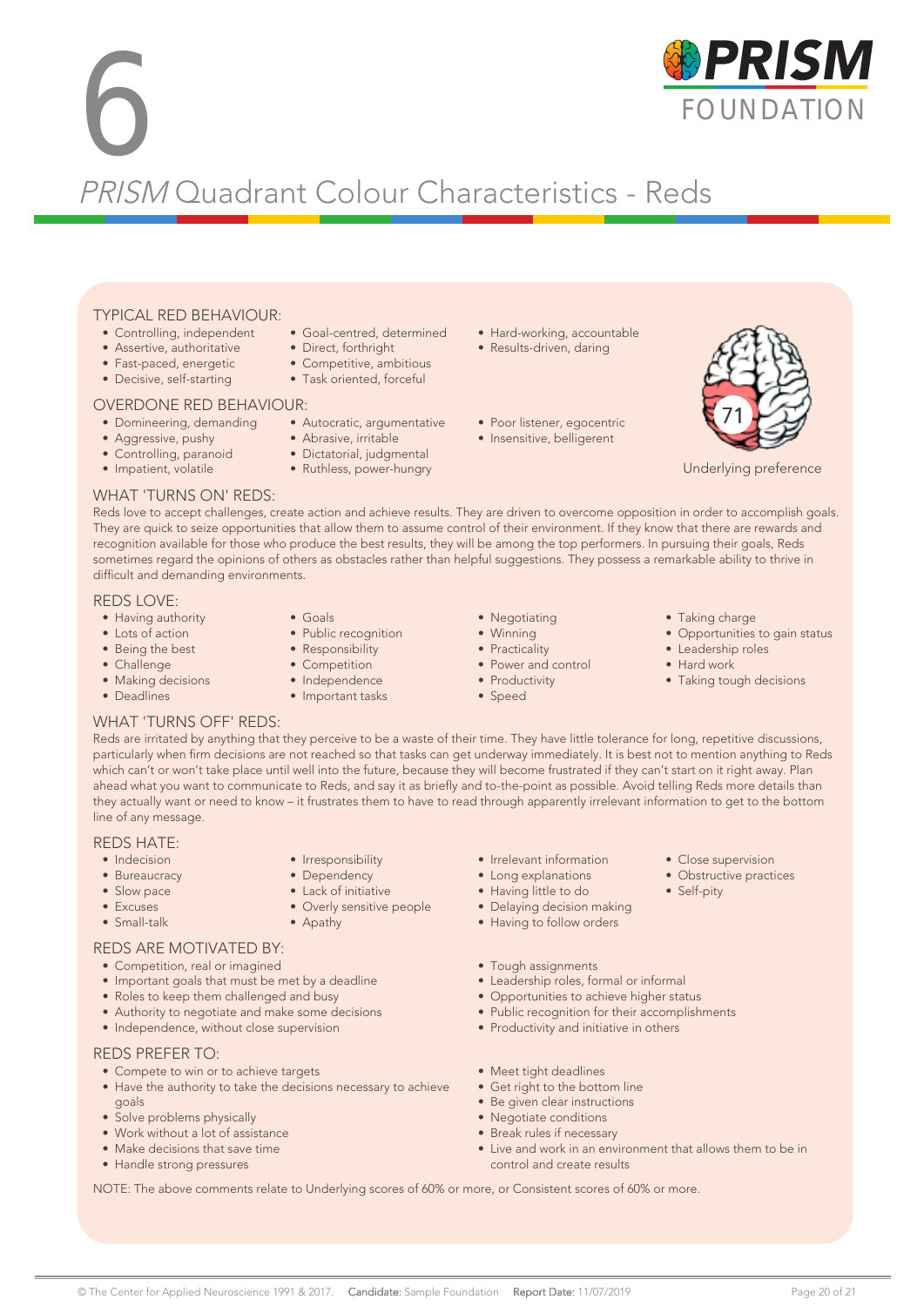# 6

# *PRISM* Quadrant Colour Characteristics - Reds

## TYPICAL RED BEHAVIOUR:

- Controlling, independent
- Assertive, authoritative
- Fast-paced, energetic
- Decisive, self-starting
- Goal-centred, determined
- Direct, forthright
- Competitive, ambitious
- Task oriented, forceful
- Hard-working, accountable
- Results-driven, daring

## OVERDONE RED BEHAVIOUR:

- Domineering, demanding
- Aggressive, pushy
- Controlling, paranoid
- Impatient, volatile
- Autocratic, argumentative
- Abrasive, irritable
- Dictatorial, judgmental
- Ruthless, power-hungry
- Poor listener, egocentric
- Insensitive, belligerent

71

Underlying preference

## WHAT 'TURNS ON' REDS:

Reds love to accept challenges, create action and achieve results. They are driven to overcome opposition in order to accomplish goals. They are quick to seize opportunities that allow them to assume control of their environment. If they know that there are rewards and recognition available for those who produce the best results, they will be among the top performers. In pursuing their goals, Reds sometimes regard the opinions of others as obstacles rather than helpful suggestions. They possess a remarkable ability to thrive in difficult and demanding environments.

## REDS LOVE:

- Having authority
- Lots of action
- Being the best
- Challenge
- Making decisions
- Deadlines
- Goals
- Public recognition
- Responsibility
- Competition
- Independence
- Important tasks
- Negotiating
- Winning
- Practicality
- Power and control
- Productivity
- Speed
- Taking charge
- Opportunities to gain status
- Leadership roles
- Hard work
- Taking tough decisions

## WHAT 'TURNS OFF' REDS:

Reds are irritated by anything that they perceive to be a waste of their time. They have little tolerance for long, repetitive discussions, particularly when firm decisions are not reached so that tasks can get underway immediately. It is best not to mention anything to Reds which can't or won't take place until well into the future, because they will become frustrated if they can't start on it right away. Plan ahead what you want to communicate to Reds, and say it as briefly and to-the-point as possible. Avoid telling Reds more details than they actually want or need to know – it frustrates them to have to read through apparently irrelevant information to get to the bottom line of any message.

## REDS HATE:

- Indecision
- Bureaucracy
- Slow pace
- Excuses
- Small-talk
- Irresponsibility
- Dependency
- Lack of initiative
- Overly sensitive people
- Apathy
- Irrelevant information
- Long explanations
- Having little to do
- Delaying decision making
- Having to follow orders
- Close supervision
- Obstructive practices
- Self-pity

## REDS ARE MOTIVATED BY:

- Competition, real or imagined
- Important goals that must be met by a deadline
- Roles to keep them challenged and busy
- Authority to negotiate and make some decisions
- Independence, without close supervision
- Tough assignments
- Leadership roles, formal or informal
- Opportunities to achieve higher status
- Public recognition for their accomplishments
- Productivity and initiative in others

## REDS PREFER TO:

- Compete to win or to achieve targets
- Have the authority to take the decisions necessary to achieve goals
- Solve problems physically
- Work without a lot of assistance
- Make decisions that save time
- Handle strong pressures
- Meet tight deadlines
- Get right to the bottom line
- Be given clear instructions
- Negotiate conditions
- Break rules if necessary
- Live and work in an environment that allows them to be in control and create results

NOTE: The above comments relate to Underlying scores of 60% or more, or Consistent scores of 60% or more.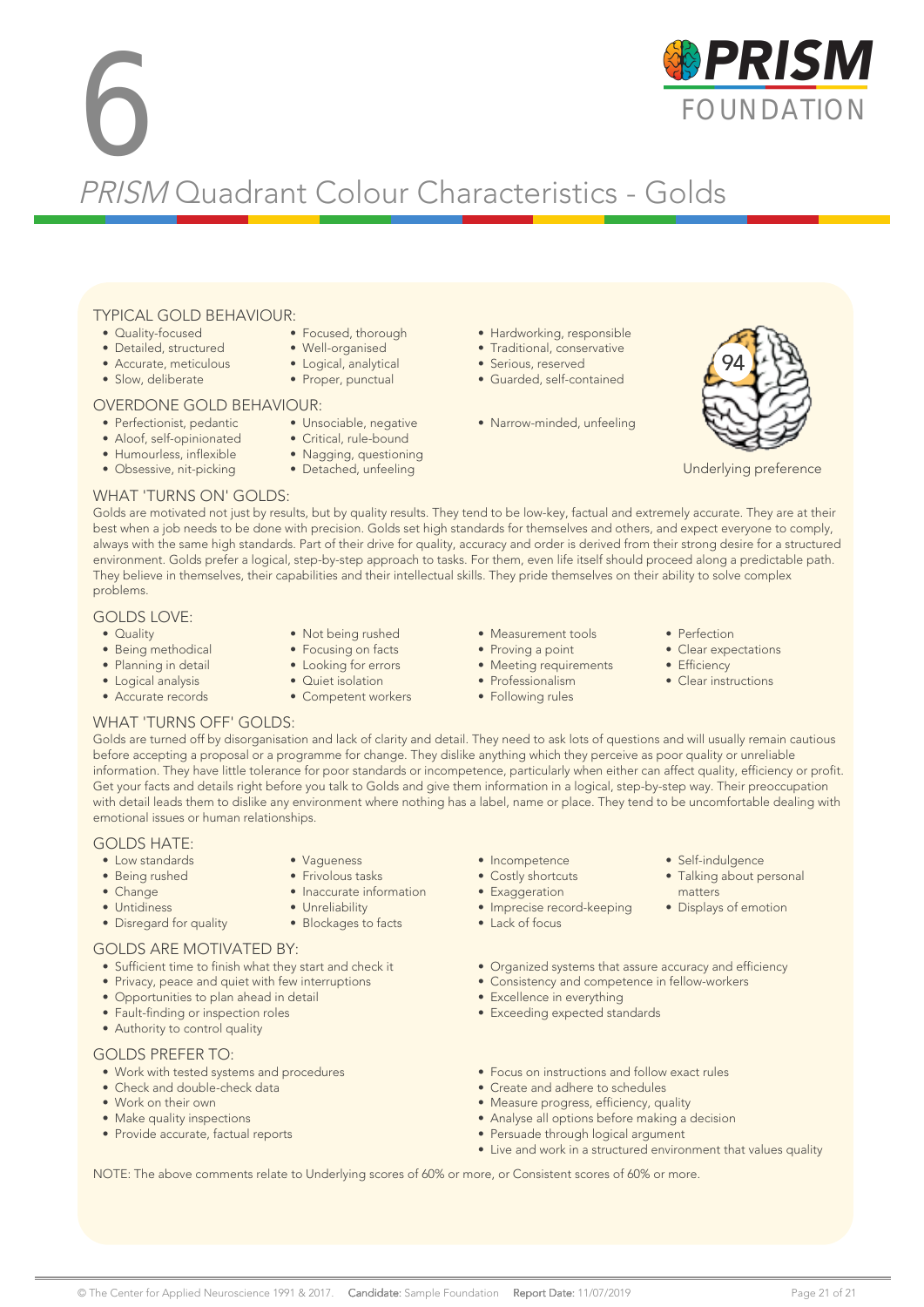# 6

# *PRISM* Quadrant Colour Characteristics - Golds

## TYPICAL GOLD BEHAVIOUR:

- Quality-focused
- Detailed, structured
- Accurate, meticulous
- Slow, deliberate
- Focused, thorough
- Well-organised
- Logical, analytical
- Proper, punctual
- Hardworking, responsible
- Traditional, conservative
- Serious, reserved
- Guarded, self-contained

94

Underlying preference

## OVERDONE GOLD BEHAVIOUR:

- Perfectionist, pedantic
- Aloof, self-opinionated
- Humourless, inflexible
- Obsessive, nit-picking
- Unsociable, negative
- Critical, rule-bound
- Nagging, questioning
- Detached, unfeeling
- Narrow-minded, unfeeling

## WHAT 'TURNS ON' GOLDS:

Golds are motivated not just by results, but by quality results. They tend to be low-key, factual and extremely accurate. They are at their best when a job needs to be done with precision. Golds set high standards for themselves and others, and expect everyone to comply, always with the same high standards. Part of their drive for quality, accuracy and order is derived from their strong desire for a structured environment. Golds prefer a logical, step-by-step approach to tasks. For them, even life itself should proceed along a predictable path. They believe in themselves, their capabilities and their intellectual skills. They pride themselves on their ability to solve complex problems.

## GOLDS LOVE:

- Quality
- Being methodical
- Planning in detail
- Logical analysis
- Accurate records
- Not being rushed
- Focusing on facts
- Looking for errors
- Quiet isolation
- Competent workers
- Measurement tools
- Proving a point
- Meeting requirements
- Professionalism
- Following rules
- Perfection
- Clear expectations
- Efficiency
- Clear instructions

## WHAT 'TURNS OFF' GOLDS:

Golds are turned off by disorganisation and lack of clarity and detail. They need to ask lots of questions and will usually remain cautious before accepting a proposal or a programme for change. They dislike anything which they perceive as poor quality or unreliable information. They have little tolerance for poor standards or incompetence, particularly when either can affect quality, efficiency or profit. Get your facts and details right before you talk to Golds and give them information in a logical, step-by-step way. Their preoccupation with detail leads them to dislike any environment where nothing has a label, name or place. They tend to be uncomfortable dealing with emotional issues or human relationships.

## GOLDS HATE:

- Low standards
- Being rushed
- Change
- Untidiness
- Disregard for quality
- Vagueness
- Frivolous tasks
- Inaccurate information
- Unreliability
- Blockages to facts
- Incompetence
- Costly shortcuts
- Exaggeration
- Imprecise record-keeping
- Lack of focus
- Self-indulgence
- Talking about personal matters
- Displays of emotion

## GOLDS ARE MOTIVATED BY:

- Sufficient time to finish what they start and check it
- Privacy, peace and quiet with few interruptions
- Opportunities to plan ahead in detail
- Fault-finding or inspection roles
- Authority to control quality
- Organized systems that assure accuracy and efficiency
- Consistency and competence in fellow-workers
- Excellence in everything
- Exceeding expected standards

## GOLDS PREFER TO:

- Work with tested systems and procedures
- Check and double-check data
- Work on their own
- Make quality inspections
- Provide accurate, factual reports
- Focus on instructions and follow exact rules
- Create and adhere to schedules
- Measure progress, efficiency, quality
- Analyse all options before making a decision
- Persuade through logical argument
- Live and work in a structured environment that values quality

NOTE: The above comments relate to Underlying scores of 60% or more, or Consistent scores of 60% or more.